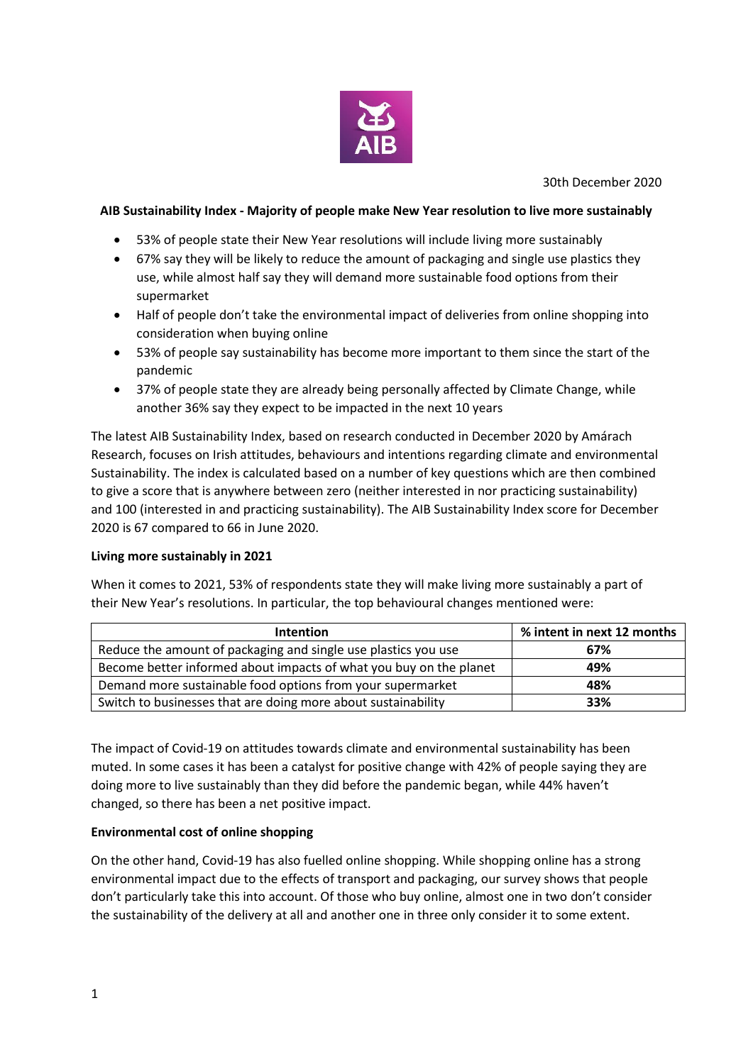30th December 2020

**AIB Sustainability Index - Majority of people make New Year resolution to live more sustainably**

- 53% of people state their New Year resolutions will include living more sustainably
- 67% say they will be likely to reduce the amount of packaging and single use plastics they use, while almost half say they will demand more sustainable food options from their supermarket
- Half of people don't take the environmental impact of deliveries from online shopping into consideration when buying online
- 53% of people say sustainability has become more important to them since the start of the pandemic
- 37% of people state they are already being personally affected by Climate Change, while another 36% say they expect to be impacted in the next 10 years

The latest AIB Sustainability Index, based on research conducted in December 2020 by Amárach Research, focuses on Irish attitudes, behaviours and intentions regarding climate and environmental Sustainability. The index is calculated based on a number of key questions which are then combined to give a score that is anywhere between zero (neither interested in nor practicing sustainability) and 100 (interested in and practicing sustainability). The AIB Sustainability Index score for December 2020 is 67 compared to 66 in June 2020.

**Living more sustainably in 2021**

When it comes to 2021, 53% of respondents state they will make living more sustainably a part of their New Year's resolutions. In particular, the top behavioural changes mentioned were:

| Intention | % intent in next 12 months |
|---|---|
| Reduce the amount of packaging and single use plastics you use | **67%** |
| Become better informed about impacts of what you buy on the planet | **49%** |
| Demand more sustainable food options from your supermarket | **48%** |
| Switch to businesses that are doing more about sustainability | **33%** |

The impact of Covid-19 on attitudes towards climate and environmental sustainability has been muted. In some cases it has been a catalyst for positive change with 42% of people saying they are doing more to live sustainably than they did before the pandemic began, while 44% haven't changed, so there has been a net positive impact.

**Environmental cost of online shopping**

On the other hand, Covid-19 has also fuelled online shopping. While shopping online has a strong environmental impact due to the effects of transport and packaging, our survey shows that people don't particularly take this into account. Of those who buy online, almost one in two don't consider the sustainability of the delivery at all and another one in three only consider it to some extent.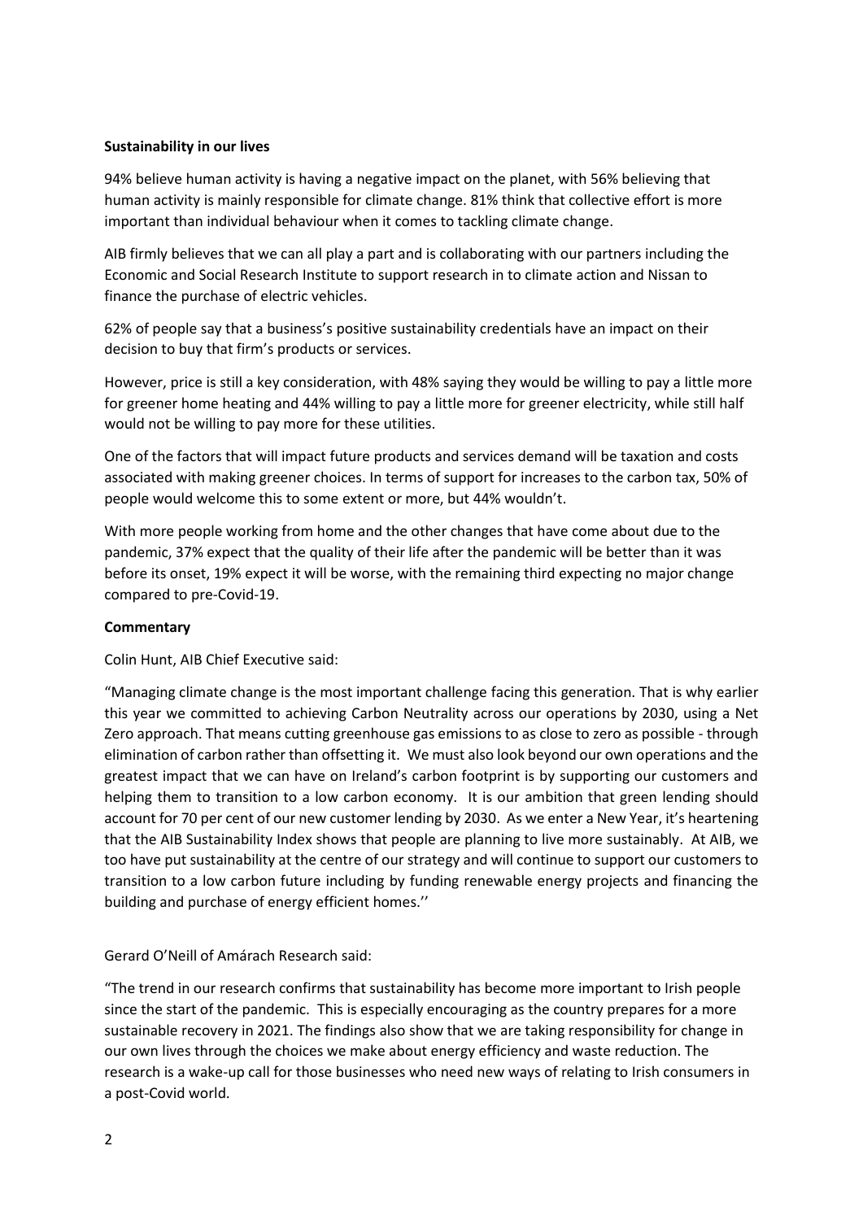**Sustainability in our lives**

94% believe human activity is having a negative impact on the planet, with 56% believing that human activity is mainly responsible for climate change. 81% think that collective effort is more important than individual behaviour when it comes to tackling climate change.

AIB firmly believes that we can all play a part and is collaborating with our partners including the Economic and Social Research Institute to support research in to climate action and Nissan to finance the purchase of electric vehicles.

62% of people say that a business's positive sustainability credentials have an impact on their decision to buy that firm's products or services.

However, price is still a key consideration, with 48% saying they would be willing to pay a little more for greener home heating and 44% willing to pay a little more for greener electricity, while still half would not be willing to pay more for these utilities.

One of the factors that will impact future products and services demand will be taxation and costs associated with making greener choices. In terms of support for increases to the carbon tax, 50% of people would welcome this to some extent or more, but 44% wouldn't.

With more people working from home and the other changes that have come about due to the pandemic, 37% expect that the quality of their life after the pandemic will be better than it was before its onset, 19% expect it will be worse, with the remaining third expecting no major change compared to pre-Covid-19.

**Commentary**

Colin Hunt, AIB Chief Executive said:

"Managing climate change is the most important challenge facing this generation. That is why earlier this year we committed to achieving Carbon Neutrality across our operations by 2030, using a Net Zero approach. That means cutting greenhouse gas emissions to as close to zero as possible - through elimination of carbon rather than offsetting it. We must also look beyond our own operations and the greatest impact that we can have on Ireland's carbon footprint is by supporting our customers and helping them to transition to a low carbon economy. It is our ambition that green lending should account for 70 per cent of our new customer lending by 2030. As we enter a New Year, it's heartening that the AIB Sustainability Index shows that people are planning to live more sustainably. At AIB, we too have put sustainability at the centre of our strategy and will continue to support our customers to transition to a low carbon future including by funding renewable energy projects and financing the building and purchase of energy efficient homes.''

Gerard O'Neill of Amárach Research said:

"The trend in our research confirms that sustainability has become more important to Irish people since the start of the pandemic. This is especially encouraging as the country prepares for a more sustainable recovery in 2021. The findings also show that we are taking responsibility for change in our own lives through the choices we make about energy efficiency and waste reduction. The research is a wake-up call for those businesses who need new ways of relating to Irish consumers in a post-Covid world.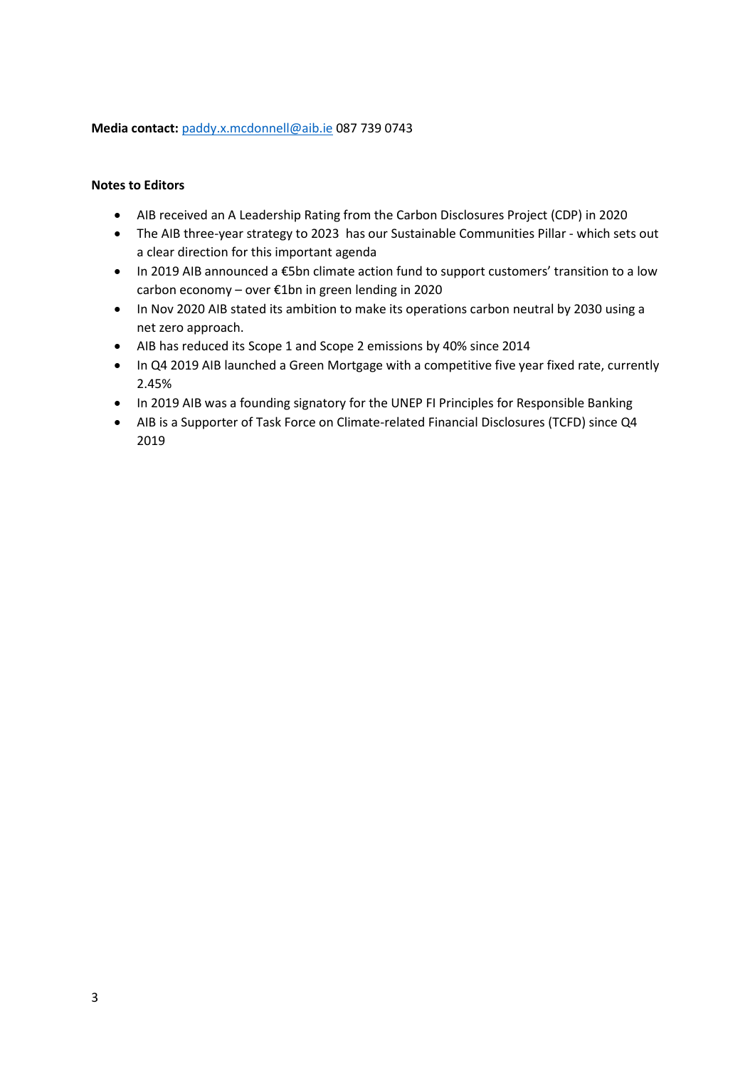**Media contact:** paddy.x.mcdonnell@aib.ie 087 739 0743

**Notes to Editors**

- AIB received an A Leadership Rating from the Carbon Disclosures Project (CDP) in 2020
- The AIB three-year strategy to 2023 has our Sustainable Communities Pillar - which sets out a clear direction for this important agenda
- In 2019 AIB announced a €5bn climate action fund to support customers' transition to a low carbon economy – over €1bn in green lending in 2020
- In Nov 2020 AIB stated its ambition to make its operations carbon neutral by 2030 using a net zero approach.
- AIB has reduced its Scope 1 and Scope 2 emissions by 40% since 2014
- In Q4 2019 AIB launched a Green Mortgage with a competitive five year fixed rate, currently 2.45%
- In 2019 AIB was a founding signatory for the UNEP FI Principles for Responsible Banking
- AIB is a Supporter of Task Force on Climate-related Financial Disclosures (TCFD) since Q4 2019